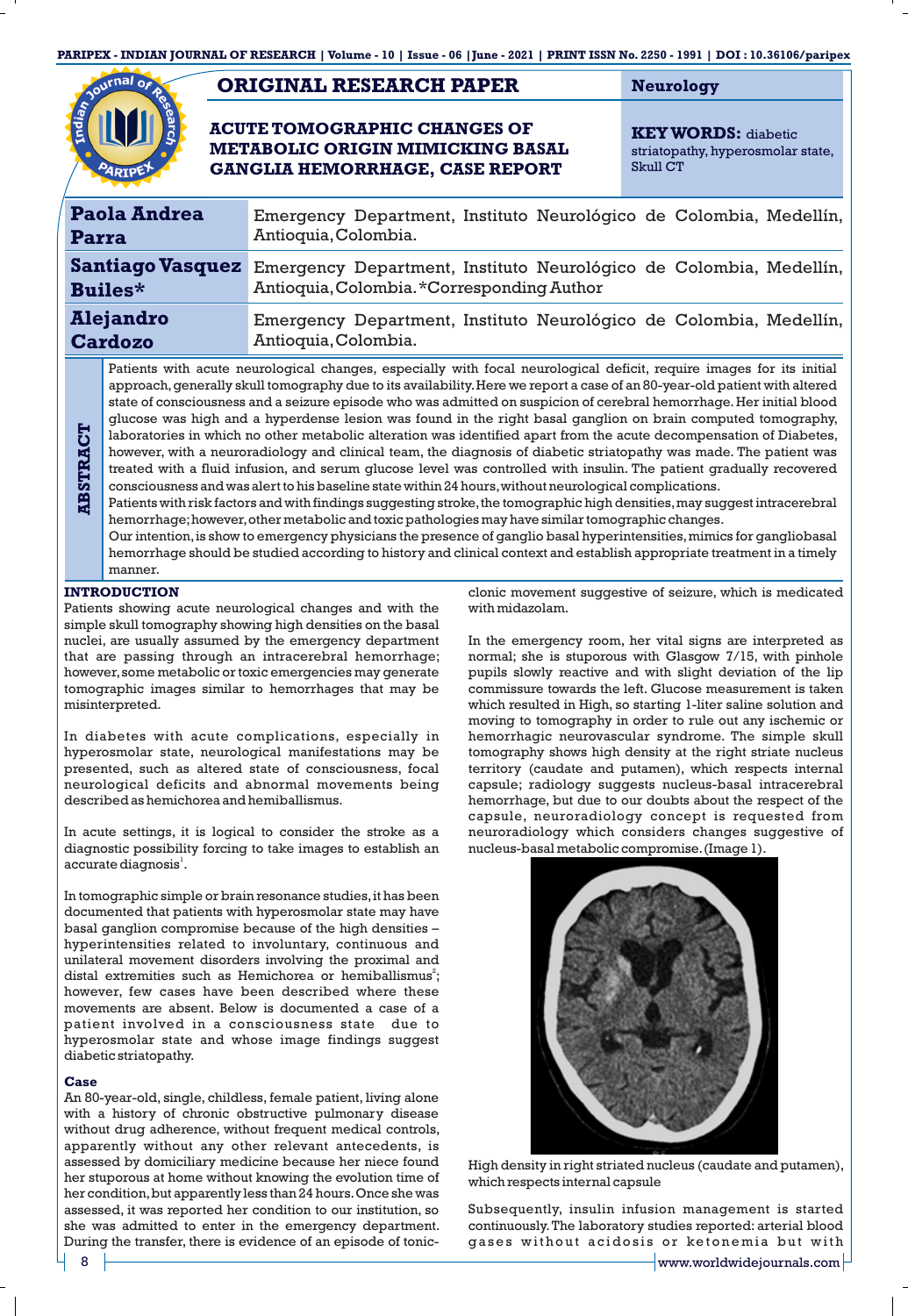**ORIGINAL RESEARCH PAPER**

**Neurology**

# ACUTE TOMOGRAPHIC CHANGES OF METABOLIC ORIGIN MIMICKING BASAL GANGLIA HEMORRHAGE, CASE REPORT

**KEY WORDS:** diabetic striatopathy, hyperosmolar state, Skull CT

| | |
|---|---|
| **Paola Andrea Parra** | Emergency Department, Instituto Neurológico de Colombia, Medellín, Antioquia, Colombia. |
| **Santiago Vasquez Builes*** | Emergency Department, Instituto Neurológico de Colombia, Medellín, Antioquia, Colombia. *Corresponding Author |
| **Alejandro Cardozo** | Emergency Department, Instituto Neurológico de Colombia, Medellín, Antioquia, Colombia. |

**ABSTRACT**

Patients with acute neurological changes, especially with focal neurological deficit, require images for its initial approach, generally skull tomography due to its availability. Here we report a case of an 80-year-old patient with altered state of consciousness and a seizure episode who was admitted on suspicion of cerebral hemorrhage. Her initial blood glucose was high and a hyperdense lesion was found in the right basal ganglion on brain computed tomography, laboratories in which no other metabolic alteration was identified apart from the acute decompensation of Diabetes, however, with a neuroradiology and clinical team, the diagnosis of diabetic striatopathy was made. The patient was treated with a fluid infusion, and serum glucose level was controlled with insulin. The patient gradually recovered consciousness and was alert to his baseline state within 24 hours, without neurological complications.

Patients with risk factors and with findings suggesting stroke, the tomographic high densities, may suggest intracerebral hemorrhage; however, other metabolic and toxic pathologies may have similar tomographic changes.

Our intention, is show to emergency physicians the presence of ganglio basal hyperintensities, mimics for gangliobasal hemorrhage should be studied according to history and clinical context and establish appropriate treatment in a timely manner.

## INTRODUCTION

Patients showing acute neurological changes and with the simple skull tomography showing high densities on the basal nuclei, are usually assumed by the emergency department that are passing through an intracerebral hemorrhage; however, some metabolic or toxic emergencies may generate tomographic images similar to hemorrhages that may be misinterpreted.

In diabetes with acute complications, especially in hyperosmolar state, neurological manifestations may be presented, such as altered state of consciousness, focal neurological deficits and abnormal movements being described as hemichorea and hemiballismus.

In acute settings, it is logical to consider the stroke as a diagnostic possibility forcing to take images to establish an accurate diagnosis[1].

In tomographic simple or brain resonance studies, it has been documented that patients with hyperosmolar state may have basal ganglion compromise because of the high densities – hyperintensities related to involuntary, continuous and unilateral movement disorders involving the proximal and distal extremities such as Hemichorea or hemiballismus[2]; however, few cases have been described where these movements are absent. Below is documented a case of a patient involved in a consciousness state due to hyperosmolar state and whose image findings suggest diabetic striatopathy.

### Case

An 80-year-old, single, childless, female patient, living alone with a history of chronic obstructive pulmonary disease without drug adherence, without frequent medical controls, apparently without any other relevant antecedents, is assessed by domiciliary medicine because her niece found her stuporous at home without knowing the evolution time of her condition, but apparently less than 24 hours. Once she was assessed, it was reported her condition to our institution, so she was admitted to enter in the emergency department. During the transfer, there is evidence of an episode of tonic-clonic movement suggestive of seizure, which is medicated with midazolam.

In the emergency room, her vital signs are interpreted as normal; she is stuporous with Glasgow 7/15, with pinhole pupils slowly reactive and with slight deviation of the lip commissure towards the left. Glucose measurement is taken which resulted in High, so starting 1-liter saline solution and moving to tomography in order to rule out any ischemic or hemorrhagic neurovascular syndrome. The simple skull tomography shows high density at the right striate nucleus territory (caudate and putamen), which respects internal capsule; radiology suggests nucleus-basal intracerebral hemorrhage, but due to our doubts about the respect of the capsule, neuroradiology concept is requested from neuroradiology which considers changes suggestive of nucleus-basal metabolic compromise. (Image 1).

High density in right striated nucleus (caudate and putamen), which respects internal capsule

Subsequently, insulin infusion management is started continuously. The laboratory studies reported: arterial blood gases without acidosis or ketonemia but with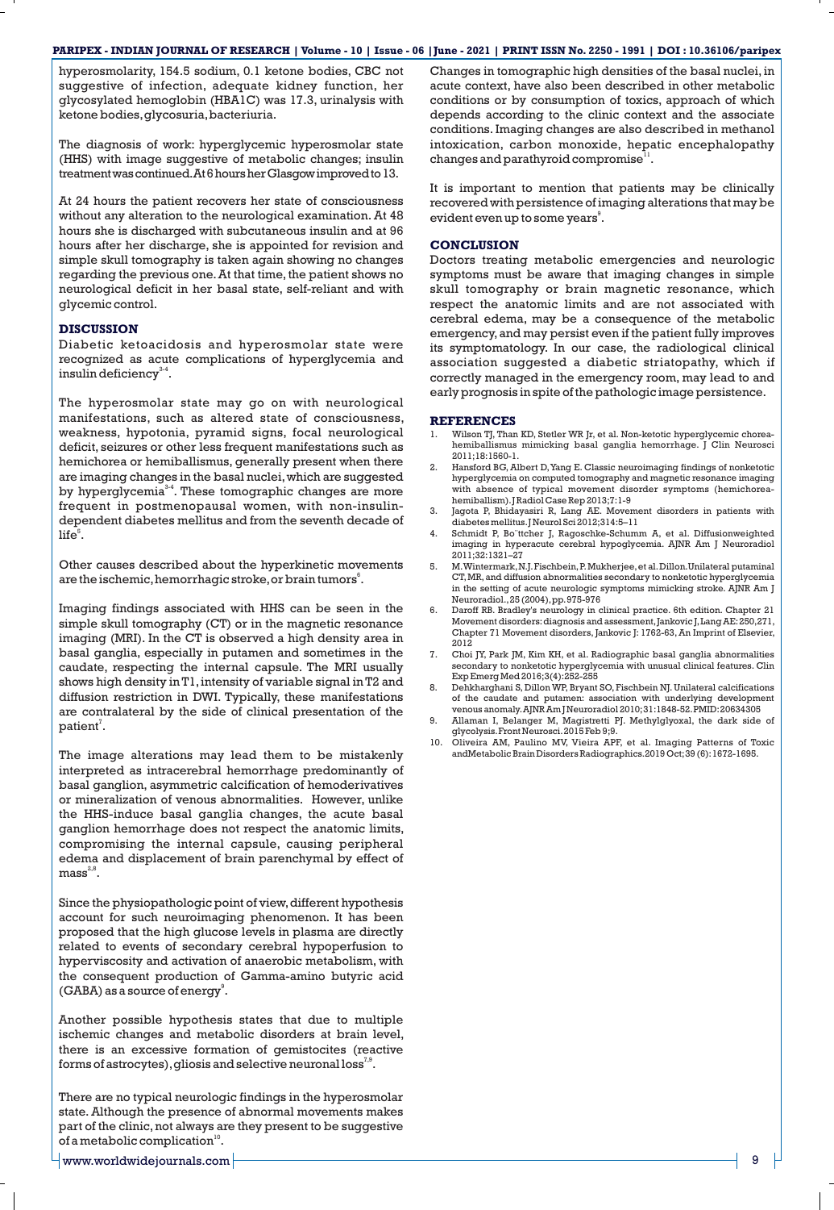hyperosmolarity, 154.5 sodium, 0.1 ketone bodies, CBC not suggestive of infection, adequate kidney function, her glycosylated hemoglobin (HBA1C) was 17.3, urinalysis with ketone bodies, glycosuria, bacteriuria.

The diagnosis of work: hyperglycemic hyperosmolar state (HHS) with image suggestive of metabolic changes; insulin treatment was continued. At 6 hours her Glasgow improved to 13.

At 24 hours the patient recovers her state of consciousness without any alteration to the neurological examination. At 48 hours she is discharged with subcutaneous insulin and at 96 hours after her discharge, she is appointed for revision and simple skull tomography is taken again showing no changes regarding the previous one. At that time, the patient shows no neurological deficit in her basal state, self-reliant and with glycemic control.

## DISCUSSION

Diabetic ketoacidosis and hyperosmolar state were recognized as acute complications of hyperglycemia and insulin deficiency[3-4].

The hyperosmolar state may go on with neurological manifestations, such as altered state of consciousness, weakness, hypotonia, pyramid signs, focal neurological deficit, seizures or other less frequent manifestations such as hemichorea or hemiballismus, generally present when there are imaging changes in the basal nuclei, which are suggested by hyperglycemia[3-4]. These tomographic changes are more frequent in postmenopausal women, with non-insulin-dependent diabetes mellitus and from the seventh decade of life[5].

Other causes described about the hyperkinetic movements are the ischemic, hemorrhagic stroke, or brain tumors[6].

Imaging findings associated with HHS can be seen in the simple skull tomography (CT) or in the magnetic resonance imaging (MRI). In the CT is observed a high density area in basal ganglia, especially in putamen and sometimes in the caudate, respecting the internal capsule. The MRI usually shows high density in T1, intensity of variable signal in T2 and diffusion restriction in DWI. Typically, these manifestations are contralateral by the side of clinical presentation of the patient[7].

The image alterations may lead them to be mistakenly interpreted as intracerebral hemorrhage predominantly of basal ganglion, asymmetric calcification of hemoderivatives or mineralization of venous abnormalities. However, unlike the HHS-induce basal ganglia changes, the acute basal ganglion hemorrhage does not respect the anatomic limits, compromising the internal capsule, causing peripheral edema and displacement of brain parenchymal by effect of mass[2,8].

Since the physiopathologic point of view, different hypothesis account for such neuroimaging phenomenon. It has been proposed that the high glucose levels in plasma are directly related to events of secondary cerebral hypoperfusion to hyperviscosity and activation of anaerobic metabolism, with the consequent production of Gamma-amino butyric acid (GABA) as a source of energy[9].

Another possible hypothesis states that due to multiple ischemic changes and metabolic disorders at brain level, there is an excessive formation of gemistocites (reactive forms of astrocytes), gliosis and selective neuronal loss[7,9].

There are no typical neurologic findings in the hyperosmolar state. Although the presence of abnormal movements makes part of the clinic, not always are they present to be suggestive of a metabolic complication[10].

Changes in tomographic high densities of the basal nuclei, in acute context, have also been described in other metabolic conditions or by consumption of toxics, approach of which depends according to the clinic context and the associate conditions. Imaging changes are also described in methanol intoxication, carbon monoxide, hepatic encephalopathy changes and parathyroid compromise[11].

It is important to mention that patients may be clinically recovered with persistence of imaging alterations that may be evident even up to some years[9].

## CONCLUSION

Doctors treating metabolic emergencies and neurologic symptoms must be aware that imaging changes in simple skull tomography or brain magnetic resonance, which respect the anatomic limits and are not associated with cerebral edema, may be a consequence of the metabolic emergency, and may persist even if the patient fully improves its symptomatology. In our case, the radiological clinical association suggested a diabetic striatopathy, which if correctly managed in the emergency room, may lead to and early prognosis in spite of the pathologic image persistence.

## REFERENCES

1. Wilson TJ, Than KD, Stetler WR Jr, et al. Non-ketotic hyperglycemic chorea-hemiballismus mimicking basal ganglia hemorrhage. J Clin Neurosci 2011;18:1560-1.
2. Hansford BG, Albert D, Yang E. Classic neuroimaging findings of nonketotic hyperglycemia on computed tomography and magnetic resonance imaging with absence of typical movement disorder symptoms (hemichorea-hemiballism). J Radiol Case Rep 2013;7:1-9
3. Jagota P, Bhidayasiri R, Lang AE. Movement disorders in patients with diabetes mellitus. J Neurol Sci 2012;314:5–11
4. Schmidt P, Bo¨ttcher J, Ragoschke-Schumm A, et al. Diffusionweighted imaging in hyperacute cerebral hypoglycemia. AJNR Am J Neuroradiol 2011;32:1321–27
5. M. Wintermark, N.J. Fischbein, P. Mukherjee, et al. Dillon. Unilateral putaminal CT, MR, and diffusion abnormalities secondary to nonketotic hyperglycemia in the setting of acute neurologic symptoms mimicking stroke. AJNR Am J Neuroradiol., 25 (2004), pp. 975-976
6. Daroff RB. Bradley's neurology in clinical practice. 6th edition. Chapter 21 Movement disorders: diagnosis and assessment, Jankovic J, Lang AE: 250,271, Chapter 71 Movement disorders, Jankovic J: 1762-63, An Imprint of Elsevier, 2012
7. Choi JY, Park JM, Kim KH, et al. Radiographic basal ganglia abnormalities secondary to nonketotic hyperglycemia with unusual clinical features. Clin Exp Emerg Med 2016;3(4):252-255
8. Dehkharghani S, Dillon WP, Bryant SO, Fischbein NJ. Unilateral calcifications of the caudate and putamen: association with underlying development venous anomaly. AJNR Am J Neuroradiol 2010;31:1848-52. PMID: 20634305
9. Allaman I, Belanger M, Magistretti PJ. Methylglyoxal, the dark side of glycolysis. Front Neurosci. 2015 Feb 9;9.
10. Oliveira AM, Paulino MV, Vieira APF, et al. Imaging Patterns of Toxic andMetabolic Brain Disorders Radiographics. 2019 Oct; 39 (6): 1672-1695.